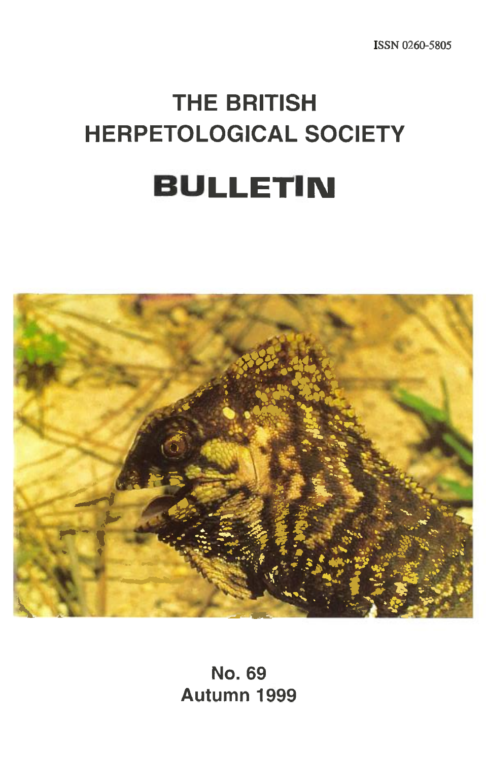ISSN 0260-5805

# THE BRITISH HERPETOLOGICAL SOCIETY

# BULLETIN

No. 69
Autumn 1999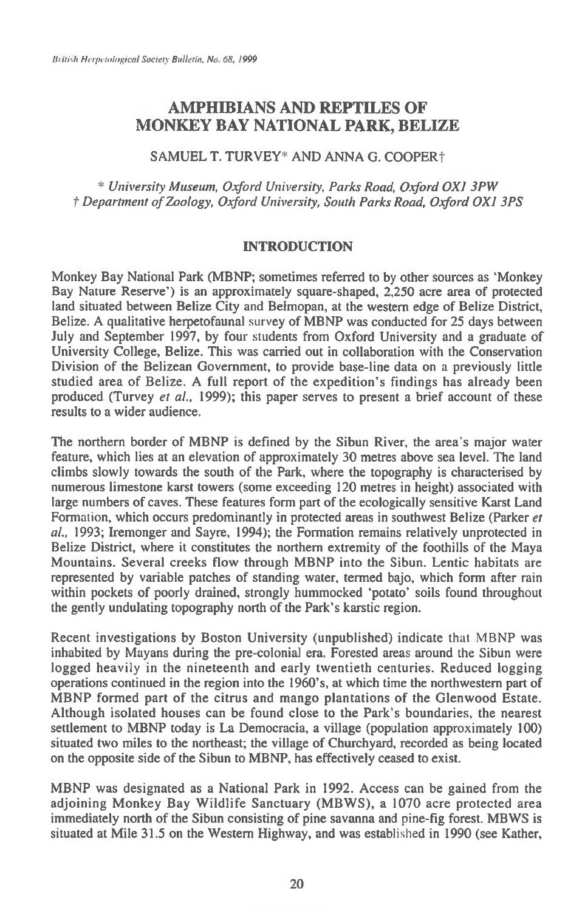# AMPHIBIANS AND REPTILES OF MONKEY BAY NATIONAL PARK, BELIZE

SAMUEL T. TURVEY* AND ANNA G. COOPER†

\* *University Museum, Oxford University, Parks Road, Oxford OX1 3PW*
† *Department of Zoology, Oxford University, South Parks Road, Oxford OX1 3PS*

## INTRODUCTION

Monkey Bay National Park (MBNP; sometimes referred to by other sources as 'Monkey Bay Nature Reserve') is an approximately square-shaped, 2,250 acre area of protected land situated between Belize City and Belmopan, at the western edge of Belize District, Belize. A qualitative herpetofaunal survey of MBNP was conducted for 25 days between July and September 1997, by four students from Oxford University and a graduate of University College, Belize. This was carried out in collaboration with the Conservation Division of the Belizean Government, to provide base-line data on a previously little studied area of Belize. A full report of the expedition's findings has already been produced (Turvey *et al.*, 1999); this paper serves to present a brief account of these results to a wider audience.

The northern border of MBNP is defined by the Sibun River, the area's major water feature, which lies at an elevation of approximately 30 metres above sea level. The land climbs slowly towards the south of the Park, where the topography is characterised by numerous limestone karst towers (some exceeding 120 metres in height) associated with large numbers of caves. These features form part of the ecologically sensitive Karst Land Formation, which occurs predominantly in protected areas in southwest Belize (Parker *et al.*, 1993; Iremonger and Sayre, 1994); the Formation remains relatively unprotected in Belize District, where it constitutes the northern extremity of the foothills of the Maya Mountains. Several creeks flow through MBNP into the Sibun. Lentic habitats are represented by variable patches of standing water, termed bajo, which form after rain within pockets of poorly drained, strongly hummocked 'potato' soils found throughout the gently undulating topography north of the Park's karstic region.

Recent investigations by Boston University (unpublished) indicate that MBNP was inhabited by Mayans during the pre-colonial era. Forested areas around the Sibun were logged heavily in the nineteenth and early twentieth centuries. Reduced logging operations continued in the region into the 1960's, at which time the northwestern part of MBNP formed part of the citrus and mango plantations of the Glenwood Estate. Although isolated houses can be found close to the Park's boundaries, the nearest settlement to MBNP today is La Democracia, a village (population approximately 100) situated two miles to the northeast; the village of Churchyard, recorded as being located on the opposite side of the Sibun to MBNP, has effectively ceased to exist.

MBNP was designated as a National Park in 1992. Access can be gained from the adjoining Monkey Bay Wildlife Sanctuary (MBWS), a 1070 acre protected area immediately north of the Sibun consisting of pine savanna and pine-fig forest. MBWS is situated at Mile 31.5 on the Western Highway, and was established in 1990 (see Kather,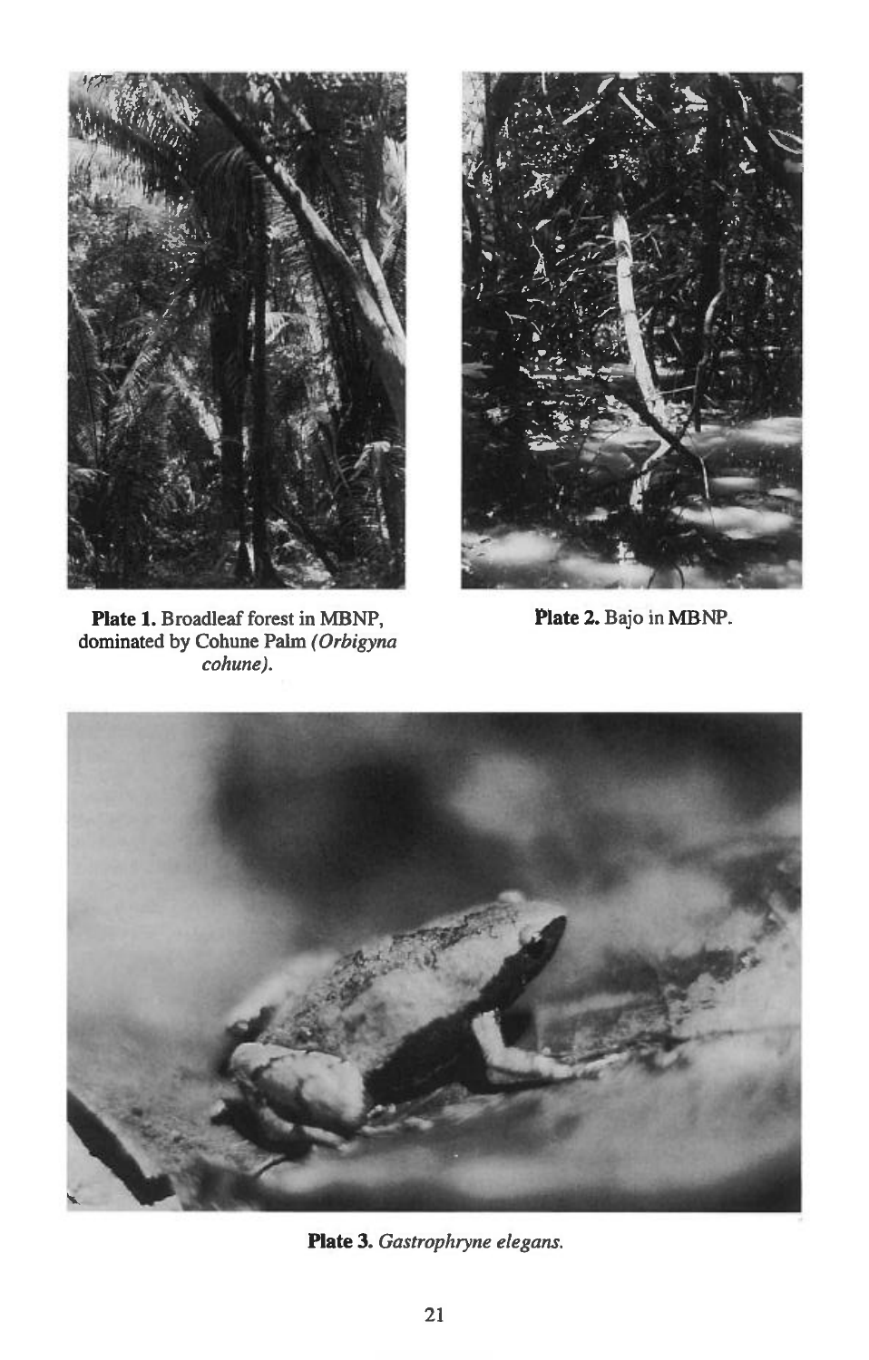**Plate 1.** Broadleaf forest in MBNP, dominated by Cohune Palm *(Orbigyna cohune)*.

**Plate 2.** Bajo in MBNP.

**Plate 3.** *Gastrophryne elegans.*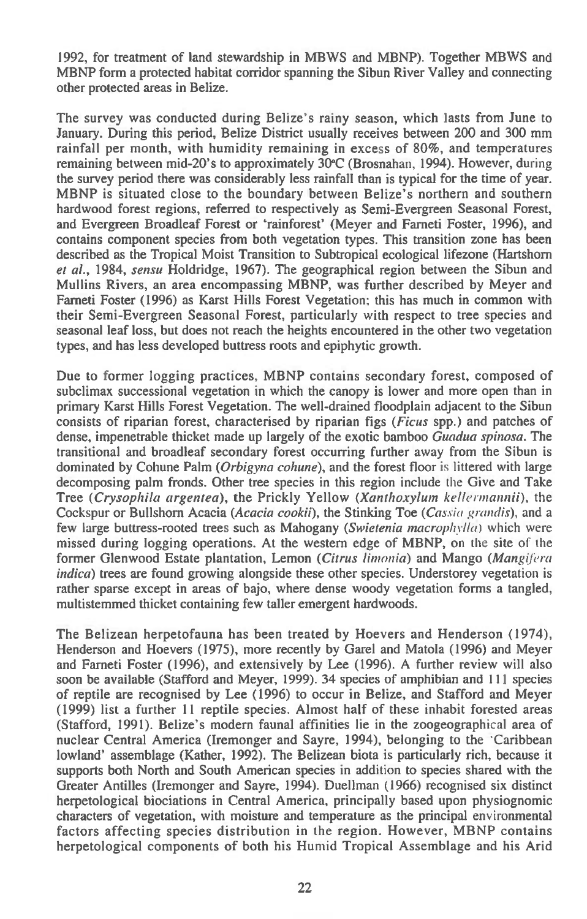1992, for treatment of land stewardship in MBWS and MBNP). Together MBWS and MBNP form a protected habitat corridor spanning the Sibun River Valley and connecting other protected areas in Belize.

The survey was conducted during Belize's rainy season, which lasts from June to January. During this period, Belize District usually receives between 200 and 300 mm rainfall per month, with humidity remaining in excess of 80%, and temperatures remaining between mid-20's to approximately 30°C (Brosnahan, 1994). However, during the survey period there was considerably less rainfall than is typical for the time of year. MBNP is situated close to the boundary between Belize's northern and southern hardwood forest regions, referred to respectively as Semi-Evergreen Seasonal Forest, and Evergreen Broadleaf Forest or 'rainforest' (Meyer and Farneti Foster, 1996), and contains component species from both vegetation types. This transition zone has been described as the Tropical Moist Transition to Subtropical ecological lifezone (Hartshorn *et al.*, 1984, *sensu* Holdridge, 1967). The geographical region between the Sibun and Mullins Rivers, an area encompassing MBNP, was further described by Meyer and Farneti Foster (1996) as Karst Hills Forest Vegetation; this has much in common with their Semi-Evergreen Seasonal Forest, particularly with respect to tree species and seasonal leaf loss, but does not reach the heights encountered in the other two vegetation types, and has less developed buttress roots and epiphytic growth.

Due to former logging practices, MBNP contains secondary forest, composed of subclimax successional vegetation in which the canopy is lower and more open than in primary Karst Hills Forest Vegetation. The well-drained floodplain adjacent to the Sibun consists of riparian forest, characterised by riparian figs (*Ficus* spp.) and patches of dense, impenetrable thicket made up largely of the exotic bamboo *Guadua spinosa*. The transitional and broadleaf secondary forest occurring further away from the Sibun is dominated by Cohune Palm (*Orbigyna cohune*), and the forest floor is littered with large decomposing palm fronds. Other tree species in this region include the Give and Take Tree (*Crysophila argentea*), the Prickly Yellow (*Xanthoxylum kellermannii*), the Cockspur or Bullshorn Acacia (*Acacia cookii*), the Stinking Toe (*Cassia grandis*), and a few large buttress-rooted trees such as Mahogany (*Swietenia macrophylla*) which were missed during logging operations. At the western edge of MBNP, on the site of the former Glenwood Estate plantation, Lemon (*Citrus limonia*) and Mango (*Mangifera indica*) trees are found growing alongside these other species. Understorey vegetation is rather sparse except in areas of bajo, where dense woody vegetation forms a tangled, multistemmed thicket containing few taller emergent hardwoods.

The Belizean herpetofauna has been treated by Hoevers and Henderson (1974), Henderson and Hoevers (1975), more recently by Garel and Matola (1996) and Meyer and Farneti Foster (1996), and extensively by Lee (1996). A further review will also soon be available (Stafford and Meyer, 1999). 34 species of amphibian and 111 species of reptile are recognised by Lee (1996) to occur in Belize, and Stafford and Meyer (1999) list a further 11 reptile species. Almost half of these inhabit forested areas (Stafford, 1991). Belize's modern faunal affinities lie in the zoogeographical area of nuclear Central America (Iremonger and Sayre, 1994), belonging to the 'Caribbean lowland' assemblage (Kather, 1992). The Belizean biota is particularly rich, because it supports both North and South American species in addition to species shared with the Greater Antilles (Iremonger and Sayre, 1994). Duellman (1966) recognised six distinct herpetological biociations in Central America, principally based upon physiognomic characters of vegetation, with moisture and temperature as the principal environmental factors affecting species distribution in the region. However, MBNP contains herpetological components of both his Humid Tropical Assemblage and his Arid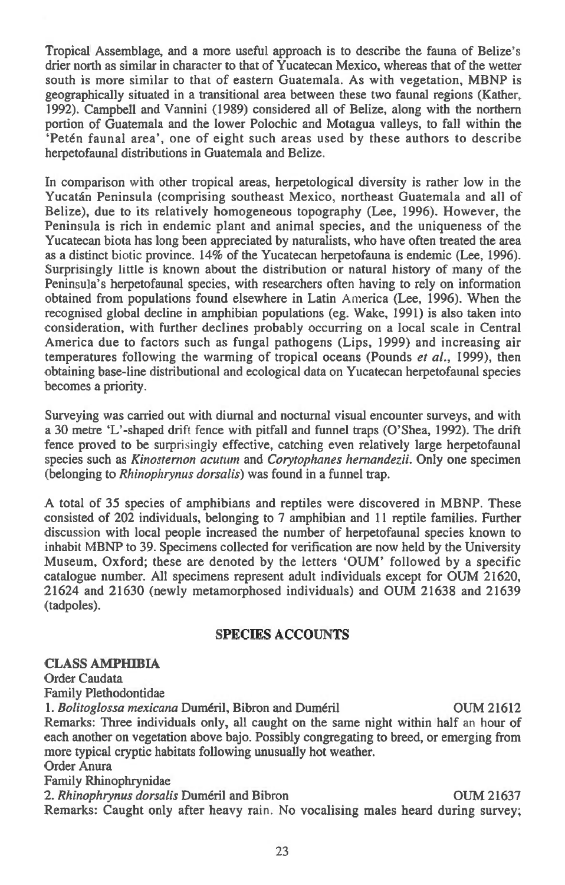Tropical Assemblage, and a more useful approach is to describe the fauna of Belize's drier north as similar in character to that of Yucatecan Mexico, whereas that of the wetter south is more similar to that of eastern Guatemala. As with vegetation, MBNP is geographically situated in a transitional area between these two faunal regions (Kather, 1992). Campbell and Vannini (1989) considered all of Belize, along with the northern portion of Guatemala and the lower Polochic and Motagua valleys, to fall within the 'Petén faunal area', one of eight such areas used by these authors to describe herpetofaunal distributions in Guatemala and Belize.

In comparison with other tropical areas, herpetological diversity is rather low in the Yucatán Peninsula (comprising southeast Mexico, northeast Guatemala and all of Belize), due to its relatively homogeneous topography (Lee, 1996). However, the Peninsula is rich in endemic plant and animal species, and the uniqueness of the Yucatecan biota has long been appreciated by naturalists, who have often treated the area as a distinct biotic province. 14% of the Yucatecan herpetofauna is endemic (Lee, 1996). Surprisingly little is known about the distribution or natural history of many of the Peninsula's herpetofaunal species, with researchers often having to rely on information obtained from populations found elsewhere in Latin America (Lee, 1996). When the recognised global decline in amphibian populations (eg. Wake, 1991) is also taken into consideration, with further declines probably occurring on a local scale in Central America due to factors such as fungal pathogens (Lips, 1999) and increasing air temperatures following the warming of tropical oceans (Pounds *et al.*, 1999), then obtaining base-line distributional and ecological data on Yucatecan herpetofaunal species becomes a priority.

Surveying was carried out with diurnal and nocturnal visual encounter surveys, and with a 30 metre 'L'-shaped drift fence with pitfall and funnel traps (O'Shea, 1992). The drift fence proved to be surprisingly effective, catching even relatively large herpetofaunal species such as *Kinosternon acutum* and *Corytophanes hernandezii*. Only one specimen (belonging to *Rhinophrynus dorsalis*) was found in a funnel trap.

A total of 35 species of amphibians and reptiles were discovered in MBNP. These consisted of 202 individuals, belonging to 7 amphibian and 11 reptile families. Further discussion with local people increased the number of herpetofaunal species known to inhabit MBNP to 39. Specimens collected for verification are now held by the University Museum, Oxford; these are denoted by the letters 'OUM' followed by a specific catalogue number. All specimens represent adult individuals except for OUM 21620, 21624 and 21630 (newly metamorphosed individuals) and OUM 21638 and 21639 (tadpoles).

## SPECIES ACCOUNTS

**CLASS AMPHIBIA**

Order Caudata

Family Plethodontidae

1. *Bolitoglossa mexicana* Duméril, Bibron and Duméril — OUM 21612

Remarks: Three individuals only, all caught on the same night within half an hour of each another on vegetation above bajo. Possibly congregating to breed, or emerging from more typical cryptic habitats following unusually hot weather.

Order Anura

Family Rhinophrynidae

2. *Rhinophrynus dorsalis* Duméril and Bibron — OUM 21637

Remarks: Caught only after heavy rain. No vocalising males heard during survey;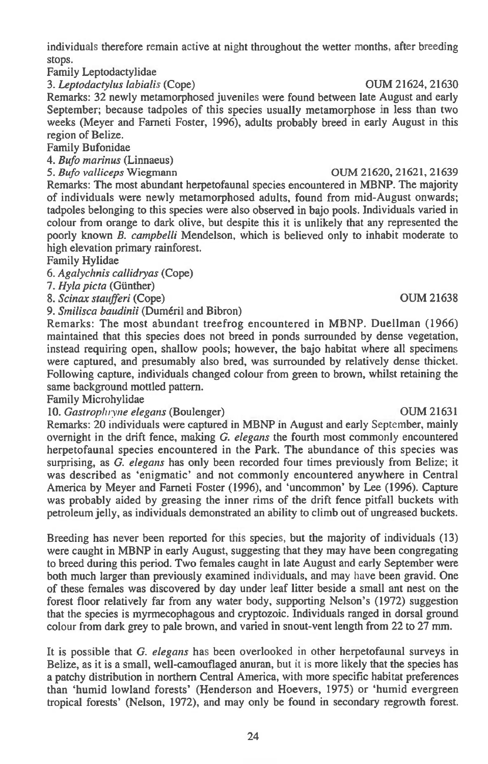individuals therefore remain active at night throughout the wetter months, after breeding stops.

Family Leptodactylidae

3. *Leptodactylus labialis* (Cope) OUM 21624, 21630

Remarks: 32 newly metamorphosed juveniles were found between late August and early September; because tadpoles of this species usually metamorphose in less than two weeks (Meyer and Farneti Foster, 1996), adults probably breed in early August in this region of Belize.

Family Bufonidae

4. *Bufo marinus* (Linnaeus)

5. *Bufo valliceps* Wiegmann OUM 21620, 21621, 21639

Remarks: The most abundant herpetofaunal species encountered in MBNP. The majority of individuals were newly metamorphosed adults, found from mid-August onwards; tadpoles belonging to this species were also observed in bajo pools. Individuals varied in colour from orange to dark olive, but despite this it is unlikely that any represented the poorly known *B. campbelli* Mendelson, which is believed only to inhabit moderate to high elevation primary rainforest.

Family Hylidae

6. *Agalychnis callidryas* (Cope)

7. *Hyla picta* (Günther)

8. *Scinax staufferi* (Cope) OUM 21638

9. *Smilisca baudinii* (Duméril and Bibron)

Remarks: The most abundant treefrog encountered in MBNP. Duellman (1966) maintained that this species does not breed in ponds surrounded by dense vegetation, instead requiring open, shallow pools; however, the bajo habitat where all specimens were captured, and presumably also bred, was surrounded by relatively dense thicket. Following capture, individuals changed colour from green to brown, whilst retaining the same background mottled pattern.

Family Microhylidae

10. *Gastrophryne elegans* (Boulenger) OUM 21631

Remarks: 20 individuals were captured in MBNP in August and early September, mainly overnight in the drift fence, making *G. elegans* the fourth most commonly encountered herpetofaunal species encountered in the Park. The abundance of this species was surprising, as *G. elegans* has only been recorded four times previously from Belize; it was described as 'enigmatic' and not commonly encountered anywhere in Central America by Meyer and Farneti Foster (1996), and 'uncommon' by Lee (1996). Capture was probably aided by greasing the inner rims of the drift fence pitfall buckets with petroleum jelly, as individuals demonstrated an ability to climb out of ungreased buckets.

Breeding has never been reported for this species, but the majority of individuals (13) were caught in MBNP in early August, suggesting that they may have been congregating to breed during this period. Two females caught in late August and early September were both much larger than previously examined individuals, and may have been gravid. One of these females was discovered by day under leaf litter beside a small ant nest on the forest floor relatively far from any water body, supporting Nelson's (1972) suggestion that the species is myrmecophagous and cryptozoic. Individuals ranged in dorsal ground colour from dark grey to pale brown, and varied in snout-vent length from 22 to 27 mm.

It is possible that *G. elegans* has been overlooked in other herpetofaunal surveys in Belize, as it is a small, well-camouflaged anuran, but it is more likely that the species has a patchy distribution in northern Central America, with more specific habitat preferences than 'humid lowland forests' (Henderson and Hoevers, 1975) or 'humid evergreen tropical forests' (Nelson, 1972), and may only be found in secondary regrowth forest.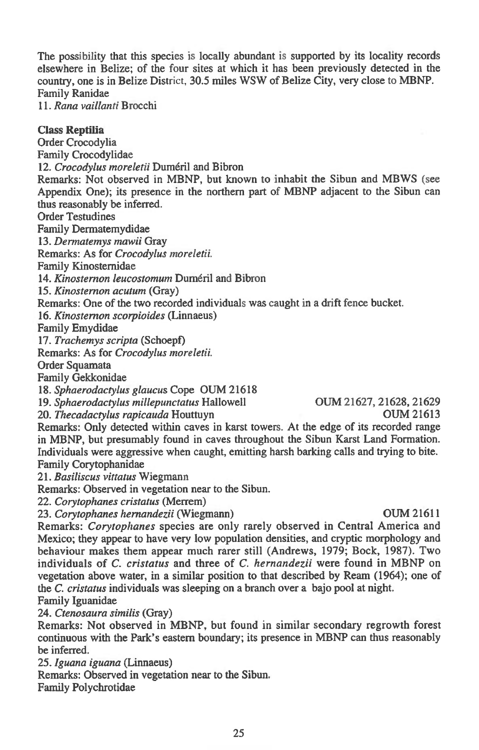The possibility that this species is locally abundant is supported by its locality records elsewhere in Belize; of the four sites at which it has been previously detected in the country, one is in Belize District, 30.5 miles WSW of Belize City, very close to MBNP.

Family Ranidae

11. *Rana vaillanti* Brocchi

**Class Reptilia**

Order Crocodylia

Family Crocodylidae

12. *Crocodylus moreletii* Duméril and Bibron

Remarks: Not observed in MBNP, but known to inhabit the Sibun and MBWS (see Appendix One); its presence in the northern part of MBNP adjacent to the Sibun can thus reasonably be inferred.

Order Testudines

Family Dermatemydidae

13. *Dermatemys mawii* Gray

Remarks: As for *Crocodylus moreletii.*

Family Kinosternidae

14. *Kinosternon leucostomum* Duméril and Bibron

15. *Kinosternon acutum* (Gray)

Remarks: One of the two recorded individuals was caught in a drift fence bucket.

16. *Kinosternon scorpioides* (Linnaeus)

Family Emydidae

17. *Trachemys scripta* (Schoepf)

Remarks: As for *Crocodylus moreletii.*

Order Squamata

Family Gekkonidae

18. *Sphaerodactylus glaucus* Cope OUM 21618

19. *Sphaerodactylus millepunctatus* Hallowell OUM 21627, 21628, 21629

20. *Thecadactylus rapicauda* Houttuyn OUM 21613

Remarks: Only detected within caves in karst towers. At the edge of its recorded range in MBNP, but presumably found in caves throughout the Sibun Karst Land Formation. Individuals were aggressive when caught, emitting harsh barking calls and trying to bite.

Family Corytophanidae

21. *Basiliscus vittatus* Wiegmann

Remarks: Observed in vegetation near to the Sibun.

22. *Corytophanes cristatus* (Merrem)

23. *Corytophanes hernandezii* (Wiegmann) OUM 21611

Remarks: *Corytophanes* species are only rarely observed in Central America and Mexico; they appear to have very low population densities, and cryptic morphology and behaviour makes them appear much rarer still (Andrews, 1979; Bock, 1987). Two individuals of *C. cristatus* and three of *C. hernandezii* were found in MBNP on vegetation above water, in a similar position to that described by Ream (1964); one of the *C. cristatus* individuals was sleeping on a branch over a bajo pool at night.

Family Iguanidae

24. *Ctenosaura similis* (Gray)

Remarks: Not observed in MBNP, but found in similar secondary regrowth forest continuous with the Park's eastern boundary; its presence in MBNP can thus reasonably be inferred.

25. *Iguana iguana* (Linnaeus)

Remarks: Observed in vegetation near to the Sibun.

Family Polychrotidae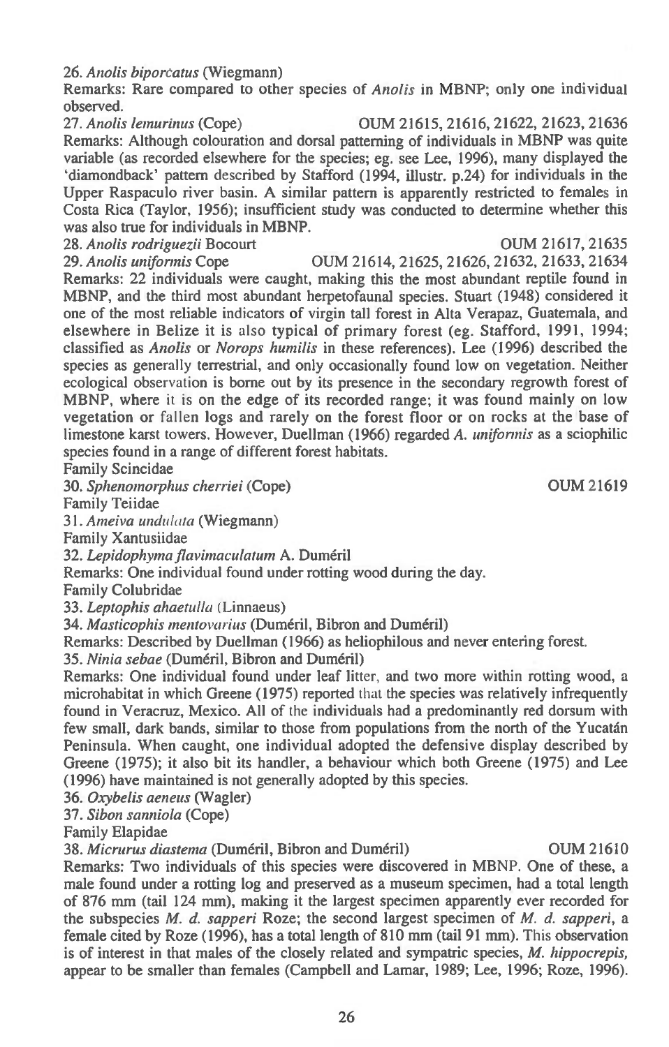26. *Anolis biporcatus* (Wiegmann)

Remarks: Rare compared to other species of *Anolis* in MBNP; only one individual observed.

27. *Anolis lemurinus* (Cope) OUM 21615, 21616, 21622, 21623, 21636

Remarks: Although colouration and dorsal patterning of individuals in MBNP was quite variable (as recorded elsewhere for the species; eg. see Lee, 1996), many displayed the 'diamondback' pattern described by Stafford (1994, illustr. p.24) for individuals in the Upper Raspaculo river basin. A similar pattern is apparently restricted to females in Costa Rica (Taylor, 1956); insufficient study was conducted to determine whether this was also true for individuals in MBNP.

28. *Anolis rodriguezii* Bocourt OUM 21617, 21635

29. *Anolis uniformis* Cope OUM 21614, 21625, 21626, 21632, 21633, 21634

Remarks: 22 individuals were caught, making this the most abundant reptile found in MBNP, and the third most abundant herpetofaunal species. Stuart (1948) considered it one of the most reliable indicators of virgin tall forest in Alta Verapaz, Guatemala, and elsewhere in Belize it is also typical of primary forest (eg. Stafford, 1991, 1994; classified as *Anolis* or *Norops humilis* in these references). Lee (1996) described the species as generally terrestrial, and only occasionally found low on vegetation. Neither ecological observation is borne out by its presence in the secondary regrowth forest of MBNP, where it is on the edge of its recorded range; it was found mainly on low vegetation or fallen logs and rarely on the forest floor or on rocks at the base of limestone karst towers. However, Duellman (1966) regarded *A. uniformis* as a sciophilic species found in a range of different forest habitats.

Family Scincidae

30. *Sphenomorphus cherriei* (Cope) OUM 21619

Family Teiidae

31. *Ameiva undulata* (Wiegmann)

Family Xantusiidae

32. *Lepidophyma flavimaculatum* A. Duméril

Remarks: One individual found under rotting wood during the day.

Family Colubridae

33. *Leptophis ahaetulla* (Linnaeus)

34. *Masticophis mentovarius* (Duméril, Bibron and Duméril)

Remarks: Described by Duellman (1966) as heliophilous and never entering forest.

35. *Ninia sebae* (Duméril, Bibron and Duméril)

Remarks: One individual found under leaf litter, and two more within rotting wood, a microhabitat in which Greene (1975) reported that the species was relatively infrequently found in Veracruz, Mexico. All of the individuals had a predominantly red dorsum with few small, dark bands, similar to those from populations from the north of the Yucatán Peninsula. When caught, one individual adopted the defensive display described by Greene (1975); it also bit its handler, a behaviour which both Greene (1975) and Lee (1996) have maintained is not generally adopted by this species.

36. *Oxybelis aeneus* (Wagler)

37. *Sibon sanniola* (Cope)

Family Elapidae

38. *Micrurus diastema* (Duméril, Bibron and Duméril) OUM 21610

Remarks: Two individuals of this species were discovered in MBNP. One of these, a male found under a rotting log and preserved as a museum specimen, had a total length of 876 mm (tail 124 mm), making it the largest specimen apparently ever recorded for the subspecies *M. d. sapperi* Roze; the second largest specimen of *M. d. sapperi*, a female cited by Roze (1996), has a total length of 810 mm (tail 91 mm). This observation is of interest in that males of the closely related and sympatric species, *M. hippocrepis*, appear to be smaller than females (Campbell and Lamar, 1989; Lee, 1996; Roze, 1996).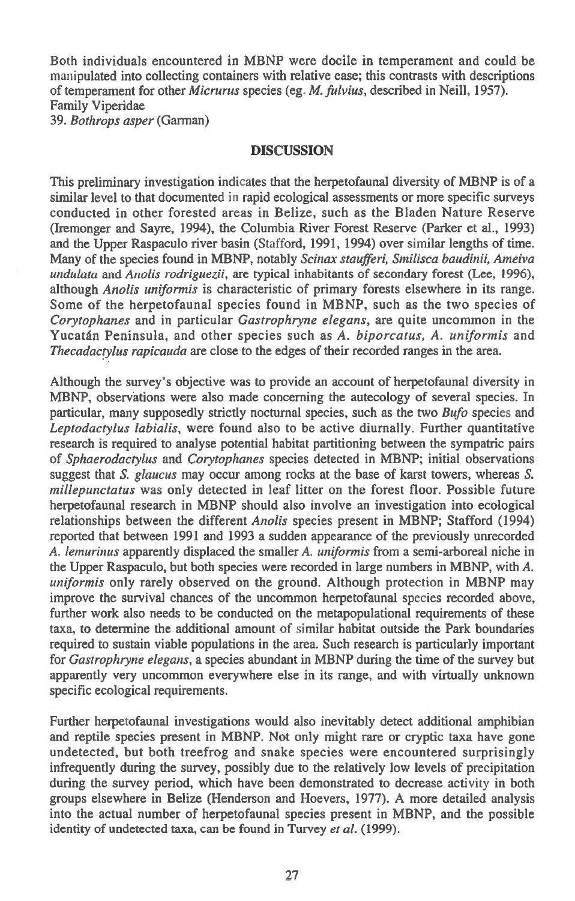Both individuals encountered in MBNP were docile in temperament and could be manipulated into collecting containers with relative ease; this contrasts with descriptions of temperament for other *Micrurus* species (eg. *M. fulvius*, described in Neill, 1957).

Family Viperidae

39. *Bothrops asper* (Garman)

## DISCUSSION

This preliminary investigation indicates that the herpetofaunal diversity of MBNP is of a similar level to that documented in rapid ecological assessments or more specific surveys conducted in other forested areas in Belize, such as the Bladen Nature Reserve (Iremonger and Sayre, 1994), the Columbia River Forest Reserve (Parker et al., 1993) and the Upper Raspaculo river basin (Stafford, 1991, 1994) over similar lengths of time. Many of the species found in MBNP, notably *Scinax staufferi, Smilisca baudinii, Ameiva undulata* and *Anolis rodriguezii*, are typical inhabitants of secondary forest (Lee, 1996), although *Anolis uniformis* is characteristic of primary forests elsewhere in its range. Some of the herpetofaunal species found in MBNP, such as the two species of *Corytophanes* and in particular *Gastrophryne elegans*, are quite uncommon in the Yucatán Peninsula, and other species such as *A. biporcatus, A. uniformis* and *Thecadactylus rapicauda* are close to the edges of their recorded ranges in the area.

Although the survey's objective was to provide an account of herpetofaunal diversity in MBNP, observations were also made concerning the autecology of several species. In particular, many supposedly strictly nocturnal species, such as the two *Bufo* species and *Leptodactylus labialis*, were found also to be active diurnally. Further quantitative research is required to analyse potential habitat partitioning between the sympatric pairs of *Sphaerodactylus* and *Corytophanes* species detected in MBNP; initial observations suggest that *S. glaucus* may occur among rocks at the base of karst towers, whereas *S. millepunctatus* was only detected in leaf litter on the forest floor. Possible future herpetofaunal research in MBNP should also involve an investigation into ecological relationships between the different *Anolis* species present in MBNP; Stafford (1994) reported that between 1991 and 1993 a sudden appearance of the previously unrecorded *A. lemurinus* apparently displaced the smaller *A. uniformis* from a semi-arboreal niche in the Upper Raspaculo, but both species were recorded in large numbers in MBNP, with *A. uniformis* only rarely observed on the ground. Although protection in MBNP may improve the survival chances of the uncommon herpetofaunal species recorded above, further work also needs to be conducted on the metapopulational requirements of these taxa, to determine the additional amount of similar habitat outside the Park boundaries required to sustain viable populations in the area. Such research is particularly important for *Gastrophryne elegans*, a species abundant in MBNP during the time of the survey but apparently very uncommon everywhere else in its range, and with virtually unknown specific ecological requirements.

Further herpetofaunal investigations would also inevitably detect additional amphibian and reptile species present in MBNP. Not only might rare or cryptic taxa have gone undetected, but both treefrog and snake species were encountered surprisingly infrequently during the survey, possibly due to the relatively low levels of precipitation during the survey period, which have been demonstrated to decrease activity in both groups elsewhere in Belize (Henderson and Hoevers, 1977). A more detailed analysis into the actual number of herpetofaunal species present in MBNP, and the possible identity of undetected taxa, can be found in Turvey *et al.* (1999).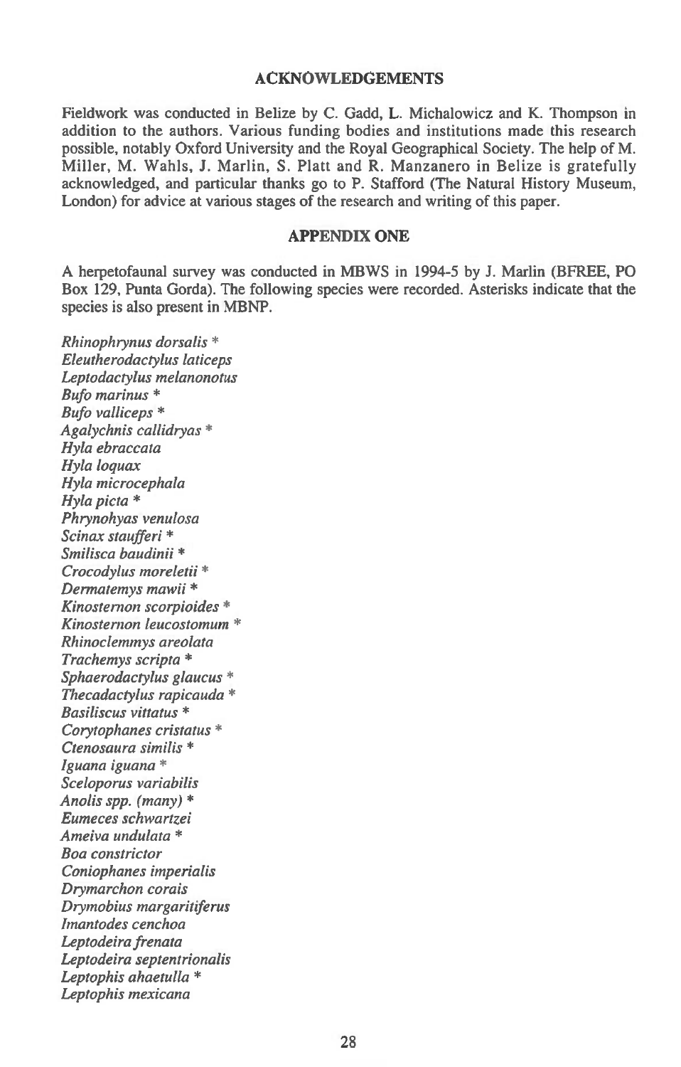## ACKNOWLEDGEMENTS

Fieldwork was conducted in Belize by C. Gadd, L. Michalowicz and K. Thompson in addition to the authors. Various funding bodies and institutions made this research possible, notably Oxford University and the Royal Geographical Society. The help of M. Miller, M. Wahls, J. Marlin, S. Platt and R. Manzanero in Belize is gratefully acknowledged, and particular thanks go to P. Stafford (The Natural History Museum, London) for advice at various stages of the research and writing of this paper.

## APPENDIX ONE

A herpetofaunal survey was conducted in MBWS in 1994-5 by J. Marlin (BFREE, PO Box 129, Punta Gorda). The following species were recorded. Asterisks indicate that the species is also present in MBNP.

*Rhinophrynus dorsalis* *
*Eleutherodactylus laticeps*
*Leptodactylus melanonotus*
*Bufo marinus* *
*Bufo valliceps* *
*Agalychnis callidryas* *
*Hyla ebraccata*
*Hyla loquax*
*Hyla microcephala*
*Hyla picta* *
*Phrynohyas venulosa*
*Scinax staufferi* *
*Smilisca baudinii* *
*Crocodylus moreletii* *
*Dermatemys mawii* *
*Kinosternon scorpioides* *
*Kinosternon leucostomum* *
*Rhinoclemmys areolata*
*Trachemys scripta* *
*Sphaerodactylus glaucus* *
*Thecadactylus rapicauda* *
*Basiliscus vittatus* *
*Corytophanes cristatus* *
*Ctenosaura similis* *
*Iguana iguana* *
*Sceloporus variabilis*
*Anolis spp. (many)* *
*Eumeces schwartzei*
*Ameiva undulata* *
*Boa constrictor*
*Coniophanes imperialis*
*Drymarchon corais*
*Drymobius margaritiferus*
*Imantodes cenchoa*
*Leptodeira frenata*
*Leptodeira septentrionalis*
*Leptophis ahaetulla* *
*Leptophis mexicana*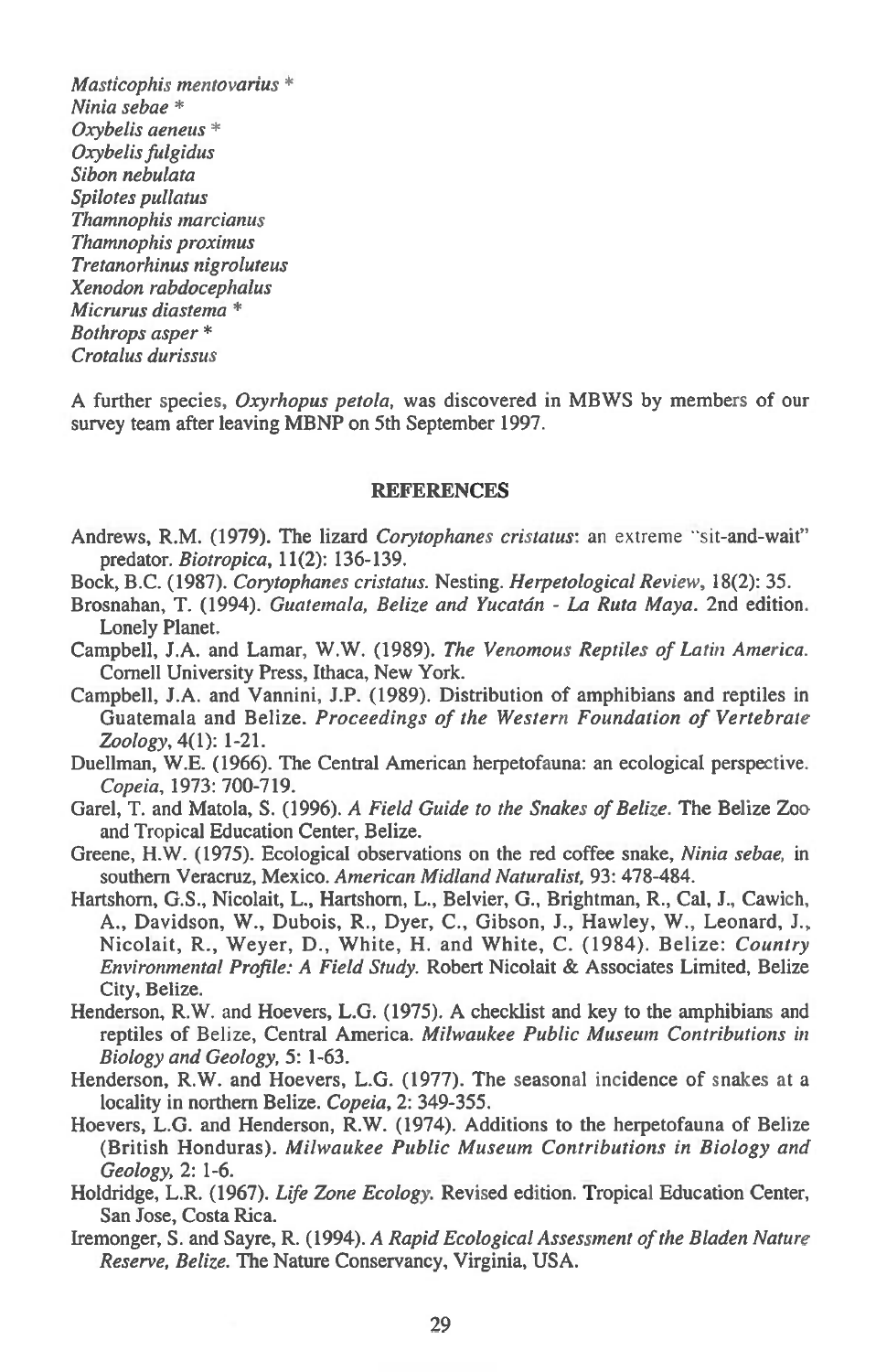*Masticophis mentovarius* *
*Ninia sebae* *
*Oxybelis aeneus* *
*Oxybelis fulgidus*
*Sibon nebulata*
*Spilotes pullatus*
*Thamnophis marcianus*
*Thamnophis proximus*
*Tretanorhinus nigroluteus*
*Xenodon rabdocephalus*
*Micrurus diastema* *
*Bothrops asper* *
*Crotalus durissus*

A further species, *Oxyrhopus petola*, was discovered in MBWS by members of our survey team after leaving MBNP on 5th September 1997.

## REFERENCES

Andrews, R.M. (1979). The lizard *Corytophanes cristatus*: an extreme "sit-and-wait" predator. *Biotropica*, 11(2): 136-139.

Bock, B.C. (1987). *Corytophanes cristatus*. Nesting. *Herpetological Review*, 18(2): 35.

Brosnahan, T. (1994). *Guatemala, Belize and Yucatán - La Ruta Maya*. 2nd edition. Lonely Planet.

Campbell, J.A. and Lamar, W.W. (1989). *The Venomous Reptiles of Latin America*. Cornell University Press, Ithaca, New York.

Campbell, J.A. and Vannini, J.P. (1989). Distribution of amphibians and reptiles in Guatemala and Belize. *Proceedings of the Western Foundation of Vertebrate Zoology*, 4(1): 1-21.

Duellman, W.E. (1966). The Central American herpetofauna: an ecological perspective. *Copeia*, 1973: 700-719.

Garel, T. and Matola, S. (1996). *A Field Guide to the Snakes of Belize*. The Belize Zoo and Tropical Education Center, Belize.

Greene, H.W. (1975). Ecological observations on the red coffee snake, *Ninia sebae*, in southern Veracruz, Mexico. *American Midland Naturalist*, 93: 478-484.

Hartshorn, G.S., Nicolait, L., Hartshorn, L., Belvier, G., Brightman, R., Cal, J., Cawich, A., Davidson, W., Dubois, R., Dyer, C., Gibson, J., Hawley, W., Leonard, J., Nicolait, R., Weyer, D., White, H. and White, C. (1984). Belize: *Country Environmental Profile: A Field Study*. Robert Nicolait & Associates Limited, Belize City, Belize.

Henderson, R.W. and Hoevers, L.G. (1975). A checklist and key to the amphibians and reptiles of Belize, Central America. *Milwaukee Public Museum Contributions in Biology and Geology*, 5: 1-63.

Henderson, R.W. and Hoevers, L.G. (1977). The seasonal incidence of snakes at a locality in northern Belize. *Copeia*, 2: 349-355.

Hoevers, L.G. and Henderson, R.W. (1974). Additions to the herpetofauna of Belize (British Honduras). *Milwaukee Public Museum Contributions in Biology and Geology*, 2: 1-6.

Holdridge, L.R. (1967). *Life Zone Ecology*. Revised edition. Tropical Education Center, San Jose, Costa Rica.

Iremonger, S. and Sayre, R. (1994). *A Rapid Ecological Assessment of the Bladen Nature Reserve, Belize*. The Nature Conservancy, Virginia, USA.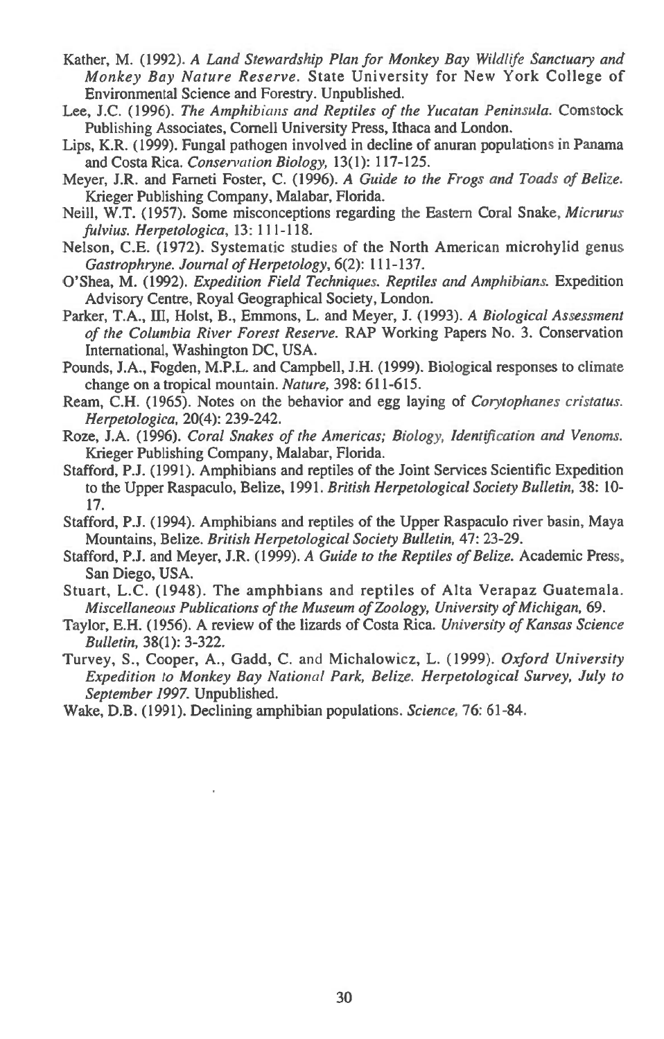Kather, M. (1992). *A Land Stewardship Plan for Monkey Bay Wildlife Sanctuary and Monkey Bay Nature Reserve.* State University for New York College of Environmental Science and Forestry. Unpublished.

Lee, J.C. (1996). *The Amphibians and Reptiles of the Yucatan Peninsula.* Comstock Publishing Associates, Cornell University Press, Ithaca and London.

Lips, K.R. (1999). Fungal pathogen involved in decline of anuran populations in Panama and Costa Rica. *Conservation Biology,* 13(1): 117-125.

Meyer, J.R. and Farneti Foster, C. (1996). *A Guide to the Frogs and Toads of Belize.* Krieger Publishing Company, Malabar, Florida.

Neill, W.T. (1957). Some misconceptions regarding the Eastern Coral Snake, *Micrurus fulvius. Herpetologica,* 13: 111-118.

Nelson, C.E. (1972). Systematic studies of the North American microhylid genus *Gastrophryne. Journal of Herpetology,* 6(2): 111-137.

O'Shea, M. (1992). *Expedition Field Techniques. Reptiles and Amphibians.* Expedition Advisory Centre, Royal Geographical Society, London.

Parker, T.A., III, Holst, B., Emmons, L. and Meyer, J. (1993). *A Biological Assessment of the Columbia River Forest Reserve.* RAP Working Papers No. 3. Conservation International, Washington DC, USA.

Pounds, J.A., Fogden, M.P.L. and Campbell, J.H. (1999). Biological responses to climate change on a tropical mountain. *Nature,* 398: 611-615.

Ream, C.H. (1965). Notes on the behavior and egg laying of *Corytophanes cristatus. Herpetologica,* 20(4): 239-242.

Roze, J.A. (1996). *Coral Snakes of the Americas; Biology, Identification and Venoms.* Krieger Publishing Company, Malabar, Florida.

Stafford, P.J. (1991). Amphibians and reptiles of the Joint Services Scientific Expedition to the Upper Raspaculo, Belize, 1991. *British Herpetological Society Bulletin,* 38: 10-17.

Stafford, P.J. (1994). Amphibians and reptiles of the Upper Raspaculo river basin, Maya Mountains, Belize. *British Herpetological Society Bulletin,* 47: 23-29.

Stafford, P.J. and Meyer, J.R. (1999). *A Guide to the Reptiles of Belize.* Academic Press, San Diego, USA.

Stuart, L.C. (1948). The amphbians and reptiles of Alta Verapaz Guatemala. *Miscellaneous Publications of the Museum of Zoology, University of Michigan,* 69.

Taylor, E.H. (1956). A review of the lizards of Costa Rica. *University of Kansas Science Bulletin,* 38(1): 3-322.

Turvey, S., Cooper, A., Gadd, C. and Michalowicz, L. (1999). *Oxford University Expedition to Monkey Bay National Park, Belize. Herpetological Survey, July to September 1997.* Unpublished.

Wake, D.B. (1991). Declining amphibian populations. *Science,* 76: 61-84.